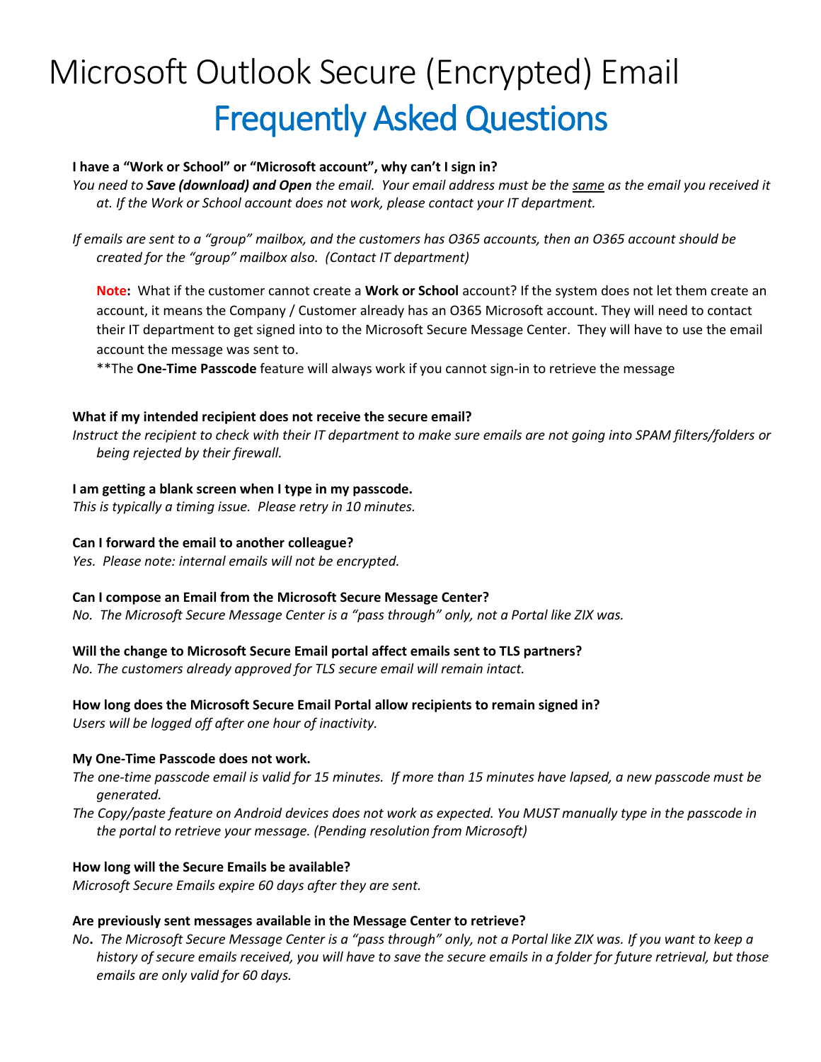# Microsoft Outlook Secure (Encrypted) Email

## Frequently Asked Questions

**I have a "Work or School" or "Microsoft account", why can't I sign in?**

*You need to* ***Save (download) and Open*** *the email. Your email address must be the* *same* *as the email you received it at. If the Work or School account does not work, please contact your IT department.*

*If emails are sent to a "group" mailbox, and the customers has O365 accounts, then an O365 account should be created for the "group" mailbox also. (Contact IT department)*

> **Note:** What if the customer cannot create a **Work or School** account? If the system does not let them create an account, it means the Company / Customer already has an O365 Microsoft account. They will need to contact their IT department to get signed into to the Microsoft Secure Message Center. They will have to use the email account the message was sent to.
>
> **The **One-Time Passcode** feature will always work if you cannot sign-in to retrieve the message

**What if my intended recipient does not receive the secure email?**

*Instruct the recipient to check with their IT department to make sure emails are not going into SPAM filters/folders or being rejected by their firewall.*

**I am getting a blank screen when I type in my passcode.**

*This is typically a timing issue. Please retry in 10 minutes.*

**Can I forward the email to another colleague?**

*Yes. Please note: internal emails will not be encrypted.*

**Can I compose an Email from the Microsoft Secure Message Center?**

*No. The Microsoft Secure Message Center is a "pass through" only, not a Portal like ZIX was.*

**Will the change to Microsoft Secure Email portal affect emails sent to TLS partners?**

*No. The customers already approved for TLS secure email will remain intact.*

**How long does the Microsoft Secure Email Portal allow recipients to remain signed in?**

*Users will be logged off after one hour of inactivity.*

**My One-Time Passcode does not work.**

*The one-time passcode email is valid for 15 minutes. If more than 15 minutes have lapsed, a new passcode must be generated.*

*The Copy/paste feature on Android devices does not work as expected. You MUST manually type in the passcode in the portal to retrieve your message. (Pending resolution from Microsoft)*

**How long will the Secure Emails be available?**

*Microsoft Secure Emails expire 60 days after they are sent.*

**Are previously sent messages available in the Message Center to retrieve?**

***No.*** *The Microsoft Secure Message Center is a "pass through" only, not a Portal like ZIX was. If you want to keep a history of secure emails received, you will have to save the secure emails in a folder for future retrieval, but those emails are only valid for 60 days.*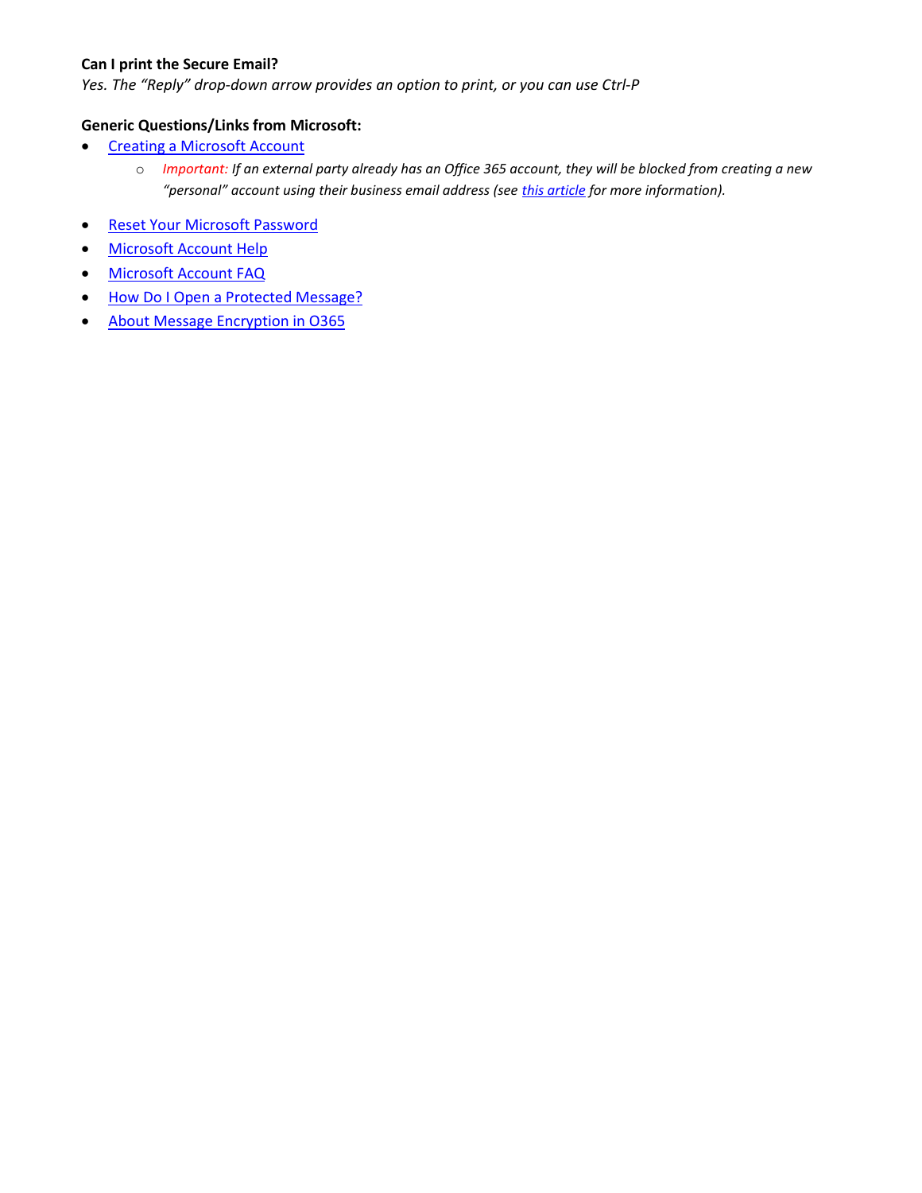**Can I print the Secure Email?**

*Yes. The "Reply" drop-down arrow provides an option to print, or you can use Ctrl-P*

**Generic Questions/Links from Microsoft:**

- Creating a Microsoft Account
    - *Important: If an external party already has an Office 365 account, they will be blocked from creating a new "personal" account using their business email address (see this article for more information).*
- Reset Your Microsoft Password
- Microsoft Account Help
- Microsoft Account FAQ
- How Do I Open a Protected Message?
- About Message Encryption in O365